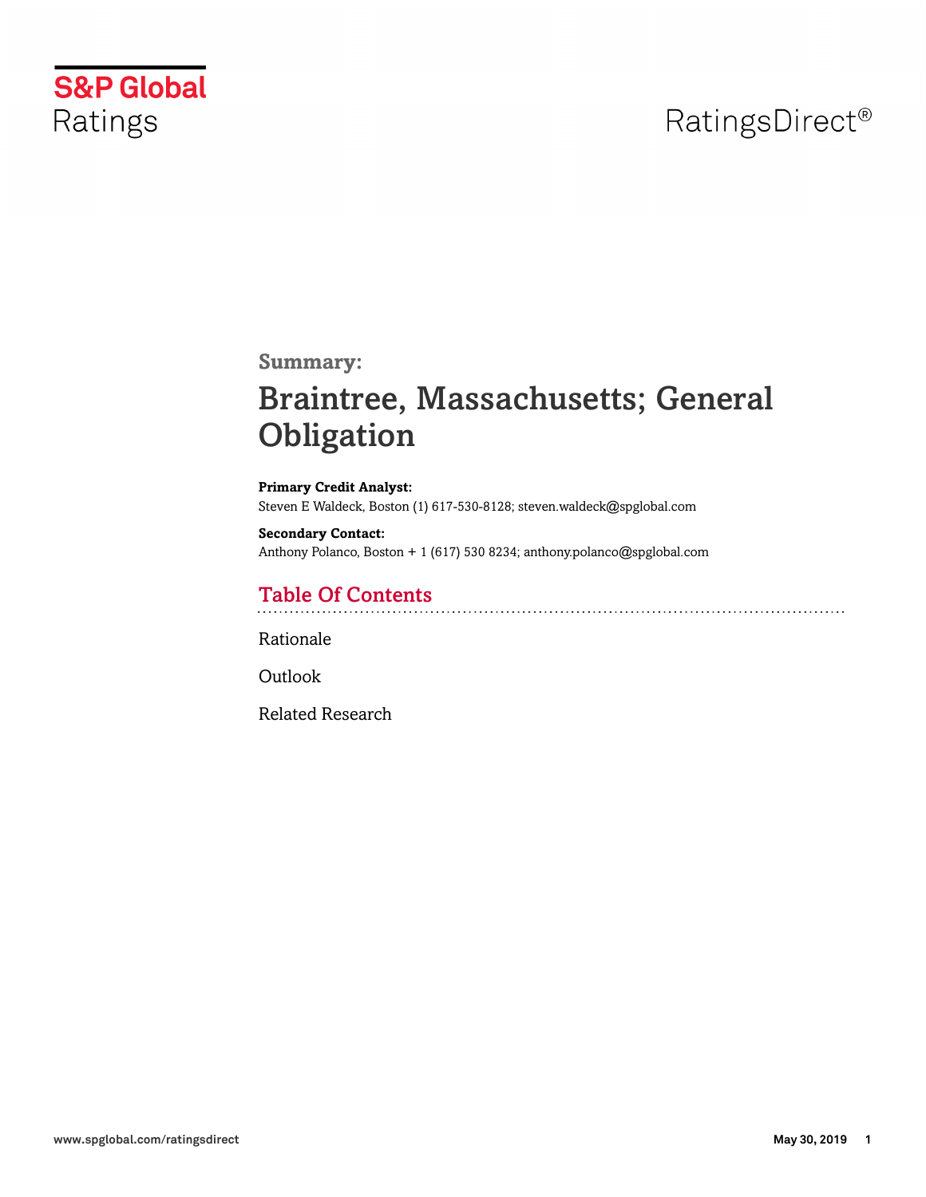S&P Global Ratings

RatingsDirect®

**Summary:**

# Braintree, Massachusetts; General Obligation

**Primary Credit Analyst:**
Steven E Waldeck, Boston (1) 617-530-8128; steven.waldeck@spglobal.com

**Secondary Contact:**
Anthony Polanco, Boston + 1 (617) 530 8234; anthony.polanco@spglobal.com

## Table Of Contents

Rationale

Outlook

Related Research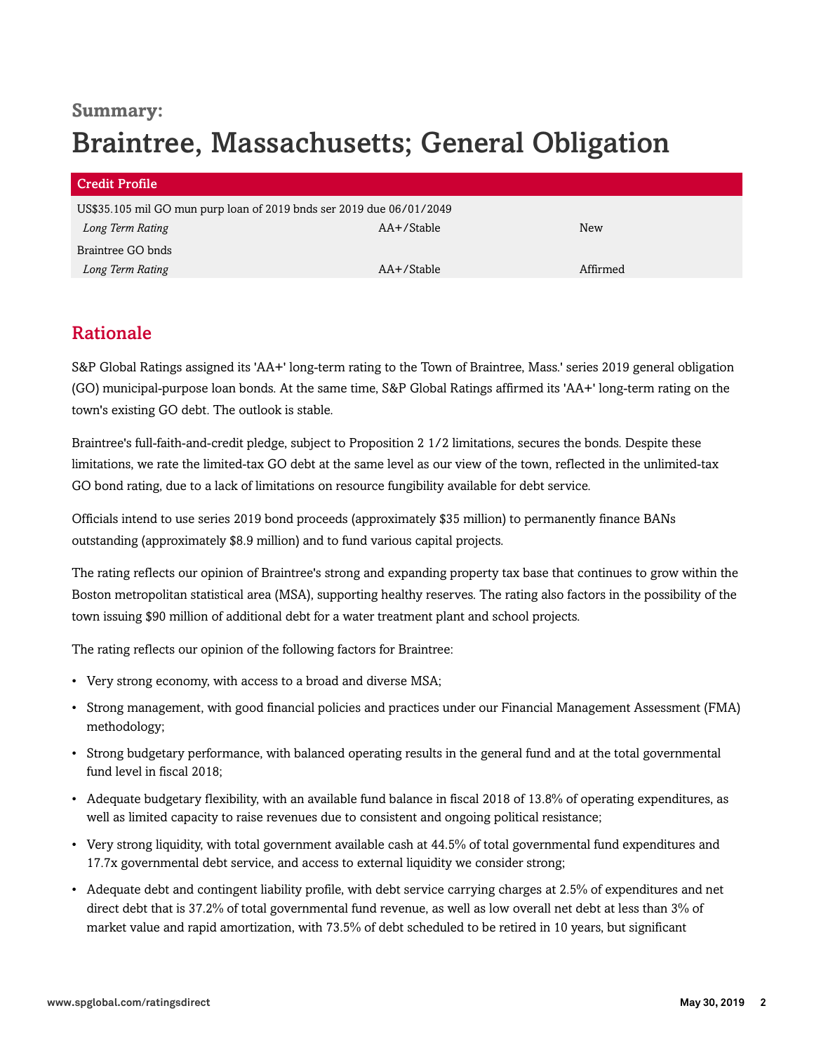**Summary:**

# Braintree, Massachusetts; General Obligation

| Credit Profile | | |
|---|---|---|
| US$35.105 mil GO mun purp loan of 2019 bnds ser 2019 due 06/01/2049 | | |
| *Long Term Rating* | AA+/Stable | New |
| Braintree GO bnds | | |
| *Long Term Rating* | AA+/Stable | Affirmed |

## Rationale

S&P Global Ratings assigned its 'AA+' long-term rating to the Town of Braintree, Mass.' series 2019 general obligation (GO) municipal-purpose loan bonds. At the same time, S&P Global Ratings affirmed its 'AA+' long-term rating on the town's existing GO debt. The outlook is stable.

Braintree's full-faith-and-credit pledge, subject to Proposition 2 1/2 limitations, secures the bonds. Despite these limitations, we rate the limited-tax GO debt at the same level as our view of the town, reflected in the unlimited-tax GO bond rating, due to a lack of limitations on resource fungibility available for debt service.

Officials intend to use series 2019 bond proceeds (approximately $35 million) to permanently finance BANs outstanding (approximately $8.9 million) and to fund various capital projects.

The rating reflects our opinion of Braintree's strong and expanding property tax base that continues to grow within the Boston metropolitan statistical area (MSA), supporting healthy reserves. The rating also factors in the possibility of the town issuing $90 million of additional debt for a water treatment plant and school projects.

The rating reflects our opinion of the following factors for Braintree:

- Very strong economy, with access to a broad and diverse MSA;
- Strong management, with good financial policies and practices under our Financial Management Assessment (FMA) methodology;
- Strong budgetary performance, with balanced operating results in the general fund and at the total governmental fund level in fiscal 2018;
- Adequate budgetary flexibility, with an available fund balance in fiscal 2018 of 13.8% of operating expenditures, as well as limited capacity to raise revenues due to consistent and ongoing political resistance;
- Very strong liquidity, with total government available cash at 44.5% of total governmental fund expenditures and 17.7x governmental debt service, and access to external liquidity we consider strong;
- Adequate debt and contingent liability profile, with debt service carrying charges at 2.5% of expenditures and net direct debt that is 37.2% of total governmental fund revenue, as well as low overall net debt at less than 3% of market value and rapid amortization, with 73.5% of debt scheduled to be retired in 10 years, but significant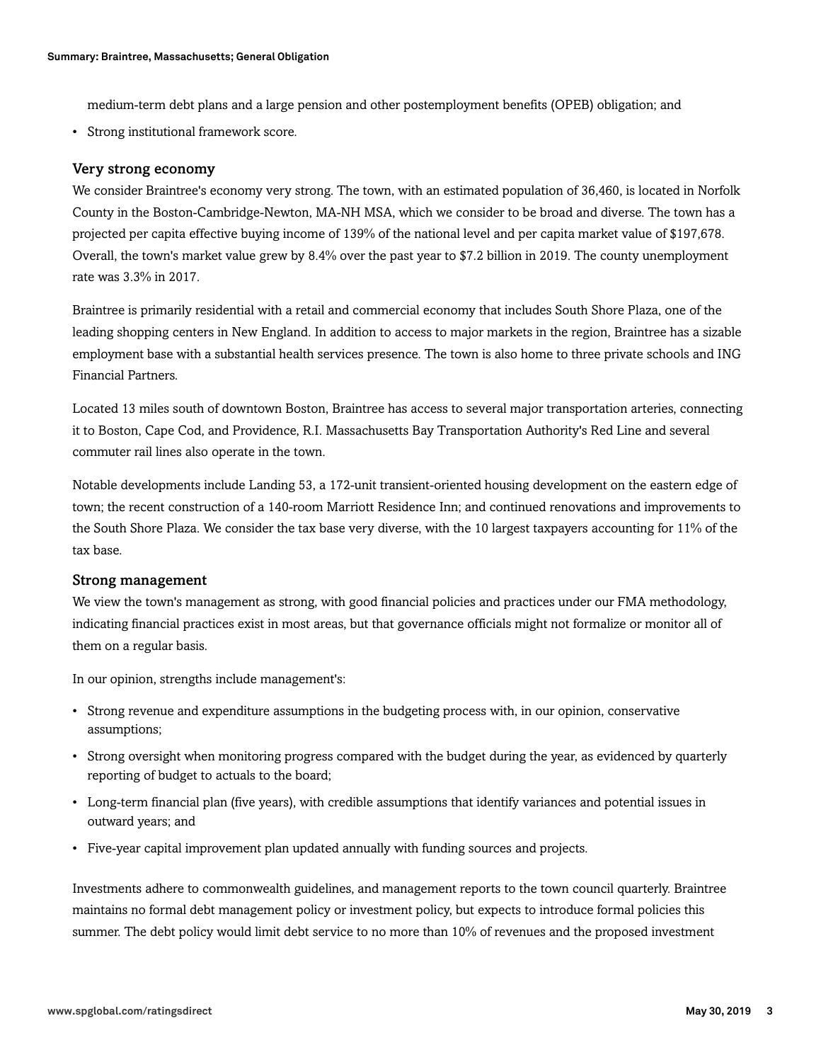medium-term debt plans and a large pension and other postemployment benefits (OPEB) obligation; and

- Strong institutional framework score.

### Very strong economy

We consider Braintree's economy very strong. The town, with an estimated population of 36,460, is located in Norfolk County in the Boston-Cambridge-Newton, MA-NH MSA, which we consider to be broad and diverse. The town has a projected per capita effective buying income of 139% of the national level and per capita market value of $197,678. Overall, the town's market value grew by 8.4% over the past year to $7.2 billion in 2019. The county unemployment rate was 3.3% in 2017.

Braintree is primarily residential with a retail and commercial economy that includes South Shore Plaza, one of the leading shopping centers in New England. In addition to access to major markets in the region, Braintree has a sizable employment base with a substantial health services presence. The town is also home to three private schools and ING Financial Partners.

Located 13 miles south of downtown Boston, Braintree has access to several major transportation arteries, connecting it to Boston, Cape Cod, and Providence, R.I. Massachusetts Bay Transportation Authority's Red Line and several commuter rail lines also operate in the town.

Notable developments include Landing 53, a 172-unit transient-oriented housing development on the eastern edge of town; the recent construction of a 140-room Marriott Residence Inn; and continued renovations and improvements to the South Shore Plaza. We consider the tax base very diverse, with the 10 largest taxpayers accounting for 11% of the tax base.

### Strong management

We view the town's management as strong, with good financial policies and practices under our FMA methodology, indicating financial practices exist in most areas, but that governance officials might not formalize or monitor all of them on a regular basis.

In our opinion, strengths include management's:

- Strong revenue and expenditure assumptions in the budgeting process with, in our opinion, conservative assumptions;
- Strong oversight when monitoring progress compared with the budget during the year, as evidenced by quarterly reporting of budget to actuals to the board;
- Long-term financial plan (five years), with credible assumptions that identify variances and potential issues in outward years; and
- Five-year capital improvement plan updated annually with funding sources and projects.

Investments adhere to commonwealth guidelines, and management reports to the town council quarterly. Braintree maintains no formal debt management policy or investment policy, but expects to introduce formal policies this summer. The debt policy would limit debt service to no more than 10% of revenues and the proposed investment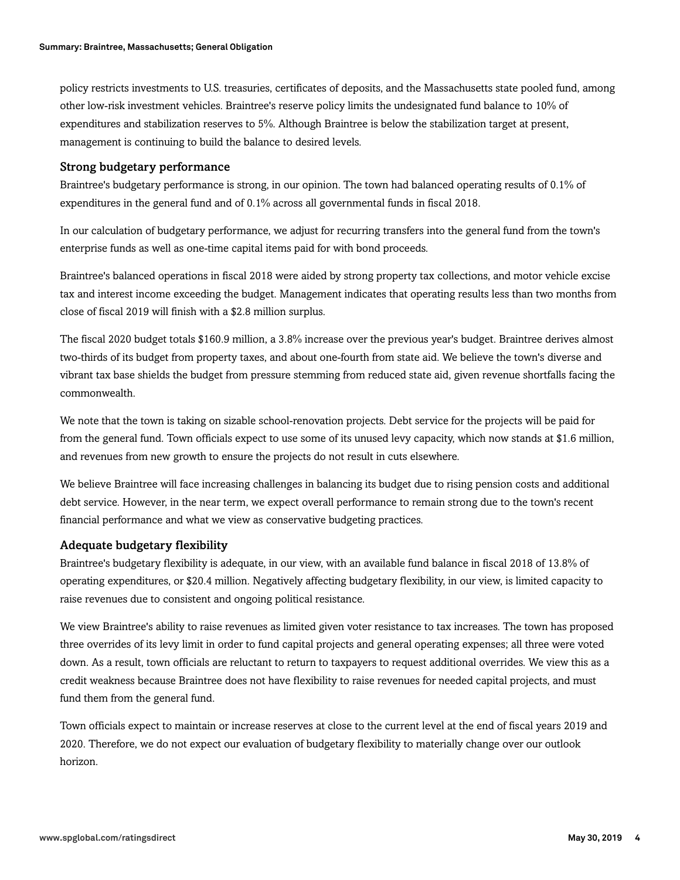policy restricts investments to U.S. treasuries, certificates of deposits, and the Massachusetts state pooled fund, among other low-risk investment vehicles. Braintree's reserve policy limits the undesignated fund balance to 10% of expenditures and stabilization reserves to 5%. Although Braintree is below the stabilization target at present, management is continuing to build the balance to desired levels.

### Strong budgetary performance

Braintree's budgetary performance is strong, in our opinion. The town had balanced operating results of 0.1% of expenditures in the general fund and of 0.1% across all governmental funds in fiscal 2018.

In our calculation of budgetary performance, we adjust for recurring transfers into the general fund from the town's enterprise funds as well as one-time capital items paid for with bond proceeds.

Braintree's balanced operations in fiscal 2018 were aided by strong property tax collections, and motor vehicle excise tax and interest income exceeding the budget. Management indicates that operating results less than two months from close of fiscal 2019 will finish with a $2.8 million surplus.

The fiscal 2020 budget totals $160.9 million, a 3.8% increase over the previous year's budget. Braintree derives almost two-thirds of its budget from property taxes, and about one-fourth from state aid. We believe the town's diverse and vibrant tax base shields the budget from pressure stemming from reduced state aid, given revenue shortfalls facing the commonwealth.

We note that the town is taking on sizable school-renovation projects. Debt service for the projects will be paid for from the general fund. Town officials expect to use some of its unused levy capacity, which now stands at $1.6 million, and revenues from new growth to ensure the projects do not result in cuts elsewhere.

We believe Braintree will face increasing challenges in balancing its budget due to rising pension costs and additional debt service. However, in the near term, we expect overall performance to remain strong due to the town's recent financial performance and what we view as conservative budgeting practices.

### Adequate budgetary flexibility

Braintree's budgetary flexibility is adequate, in our view, with an available fund balance in fiscal 2018 of 13.8% of operating expenditures, or $20.4 million. Negatively affecting budgetary flexibility, in our view, is limited capacity to raise revenues due to consistent and ongoing political resistance.

We view Braintree's ability to raise revenues as limited given voter resistance to tax increases. The town has proposed three overrides of its levy limit in order to fund capital projects and general operating expenses; all three were voted down. As a result, town officials are reluctant to return to taxpayers to request additional overrides. We view this as a credit weakness because Braintree does not have flexibility to raise revenues for needed capital projects, and must fund them from the general fund.

Town officials expect to maintain or increase reserves at close to the current level at the end of fiscal years 2019 and 2020. Therefore, we do not expect our evaluation of budgetary flexibility to materially change over our outlook horizon.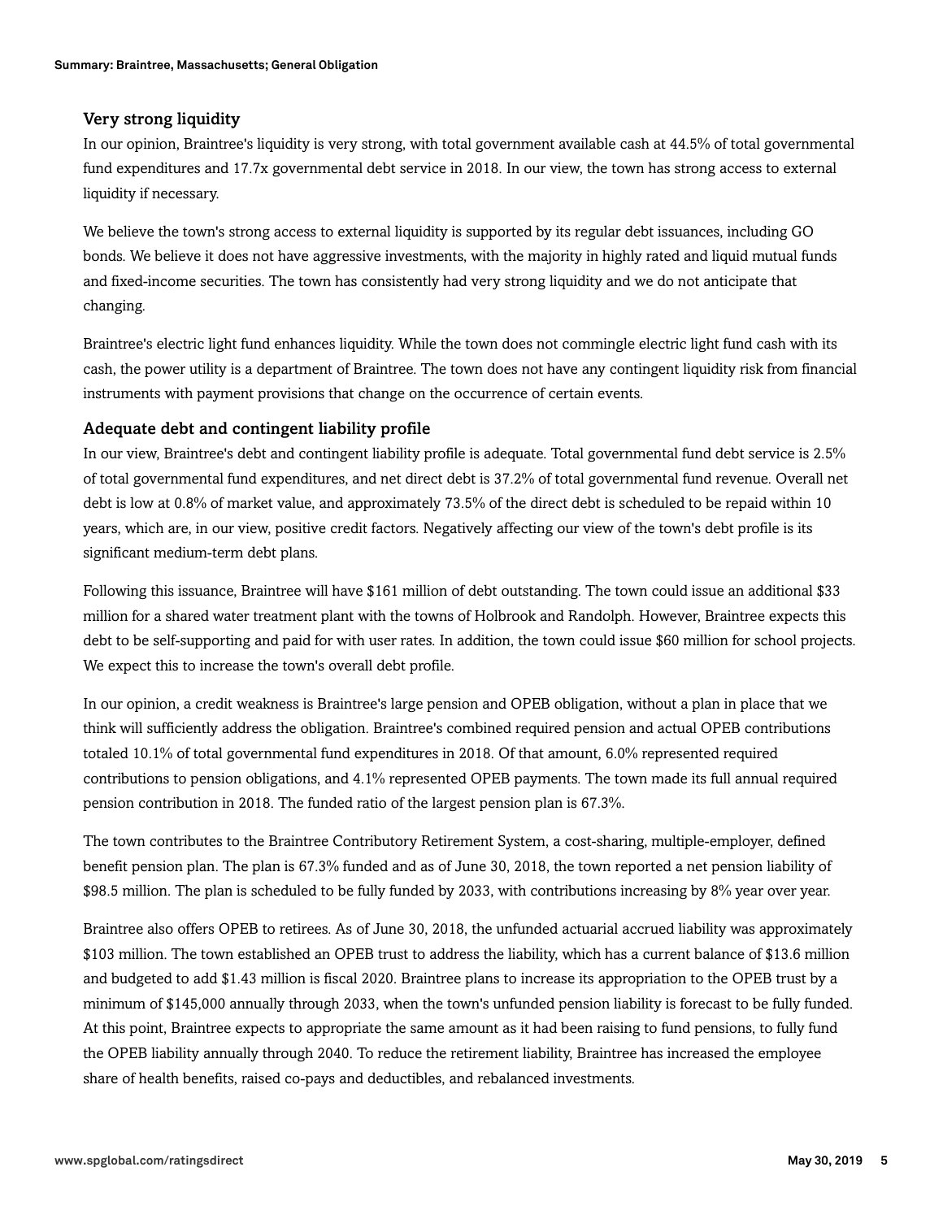### Very strong liquidity

In our opinion, Braintree's liquidity is very strong, with total government available cash at 44.5% of total governmental fund expenditures and 17.7x governmental debt service in 2018. In our view, the town has strong access to external liquidity if necessary.

We believe the town's strong access to external liquidity is supported by its regular debt issuances, including GO bonds. We believe it does not have aggressive investments, with the majority in highly rated and liquid mutual funds and fixed-income securities. The town has consistently had very strong liquidity and we do not anticipate that changing.

Braintree's electric light fund enhances liquidity. While the town does not commingle electric light fund cash with its cash, the power utility is a department of Braintree. The town does not have any contingent liquidity risk from financial instruments with payment provisions that change on the occurrence of certain events.

### Adequate debt and contingent liability profile

In our view, Braintree's debt and contingent liability profile is adequate. Total governmental fund debt service is 2.5% of total governmental fund expenditures, and net direct debt is 37.2% of total governmental fund revenue. Overall net debt is low at 0.8% of market value, and approximately 73.5% of the direct debt is scheduled to be repaid within 10 years, which are, in our view, positive credit factors. Negatively affecting our view of the town's debt profile is its significant medium-term debt plans.

Following this issuance, Braintree will have $161 million of debt outstanding. The town could issue an additional $33 million for a shared water treatment plant with the towns of Holbrook and Randolph. However, Braintree expects this debt to be self-supporting and paid for with user rates. In addition, the town could issue $60 million for school projects. We expect this to increase the town's overall debt profile.

In our opinion, a credit weakness is Braintree's large pension and OPEB obligation, without a plan in place that we think will sufficiently address the obligation. Braintree's combined required pension and actual OPEB contributions totaled 10.1% of total governmental fund expenditures in 2018. Of that amount, 6.0% represented required contributions to pension obligations, and 4.1% represented OPEB payments. The town made its full annual required pension contribution in 2018. The funded ratio of the largest pension plan is 67.3%.

The town contributes to the Braintree Contributory Retirement System, a cost-sharing, multiple-employer, defined benefit pension plan. The plan is 67.3% funded and as of June 30, 2018, the town reported a net pension liability of $98.5 million. The plan is scheduled to be fully funded by 2033, with contributions increasing by 8% year over year.

Braintree also offers OPEB to retirees. As of June 30, 2018, the unfunded actuarial accrued liability was approximately $103 million. The town established an OPEB trust to address the liability, which has a current balance of $13.6 million and budgeted to add $1.43 million is fiscal 2020. Braintree plans to increase its appropriation to the OPEB trust by a minimum of $145,000 annually through 2033, when the town's unfunded pension liability is forecast to be fully funded. At this point, Braintree expects to appropriate the same amount as it had been raising to fund pensions, to fully fund the OPEB liability annually through 2040. To reduce the retirement liability, Braintree has increased the employee share of health benefits, raised co-pays and deductibles, and rebalanced investments.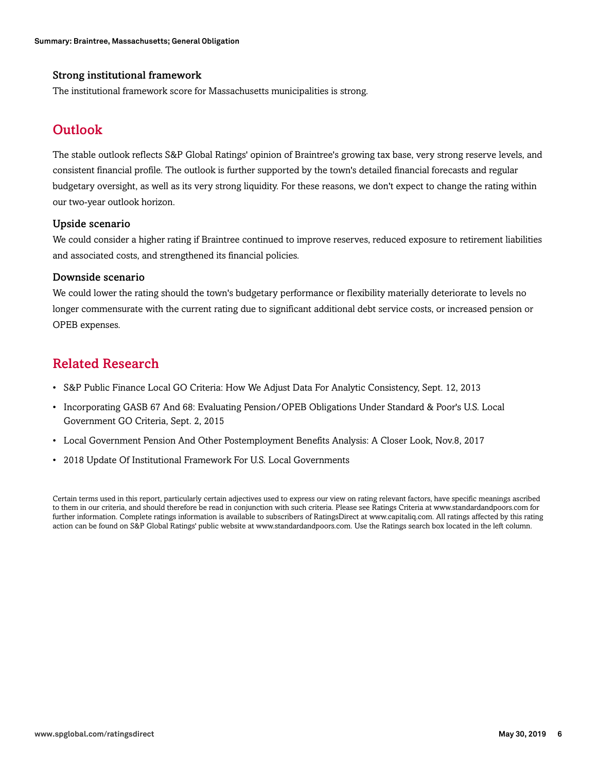### Strong institutional framework

The institutional framework score for Massachusetts municipalities is strong.

## Outlook

The stable outlook reflects S&P Global Ratings' opinion of Braintree's growing tax base, very strong reserve levels, and consistent financial profile. The outlook is further supported by the town's detailed financial forecasts and regular budgetary oversight, as well as its very strong liquidity. For these reasons, we don't expect to change the rating within our two-year outlook horizon.

### Upside scenario

We could consider a higher rating if Braintree continued to improve reserves, reduced exposure to retirement liabilities and associated costs, and strengthened its financial policies.

### Downside scenario

We could lower the rating should the town's budgetary performance or flexibility materially deteriorate to levels no longer commensurate with the current rating due to significant additional debt service costs, or increased pension or OPEB expenses.

## Related Research

- S&P Public Finance Local GO Criteria: How We Adjust Data For Analytic Consistency, Sept. 12, 2013
- Incorporating GASB 67 And 68: Evaluating Pension/OPEB Obligations Under Standard & Poor's U.S. Local Government GO Criteria, Sept. 2, 2015
- Local Government Pension And Other Postemployment Benefits Analysis: A Closer Look, Nov.8, 2017
- 2018 Update Of Institutional Framework For U.S. Local Governments

Certain terms used in this report, particularly certain adjectives used to express our view on rating relevant factors, have specific meanings ascribed to them in our criteria, and should therefore be read in conjunction with such criteria. Please see Ratings Criteria at www.standardandpoors.com for further information. Complete ratings information is available to subscribers of RatingsDirect at www.capitaliq.com. All ratings affected by this rating action can be found on S&P Global Ratings' public website at www.standardandpoors.com. Use the Ratings search box located in the left column.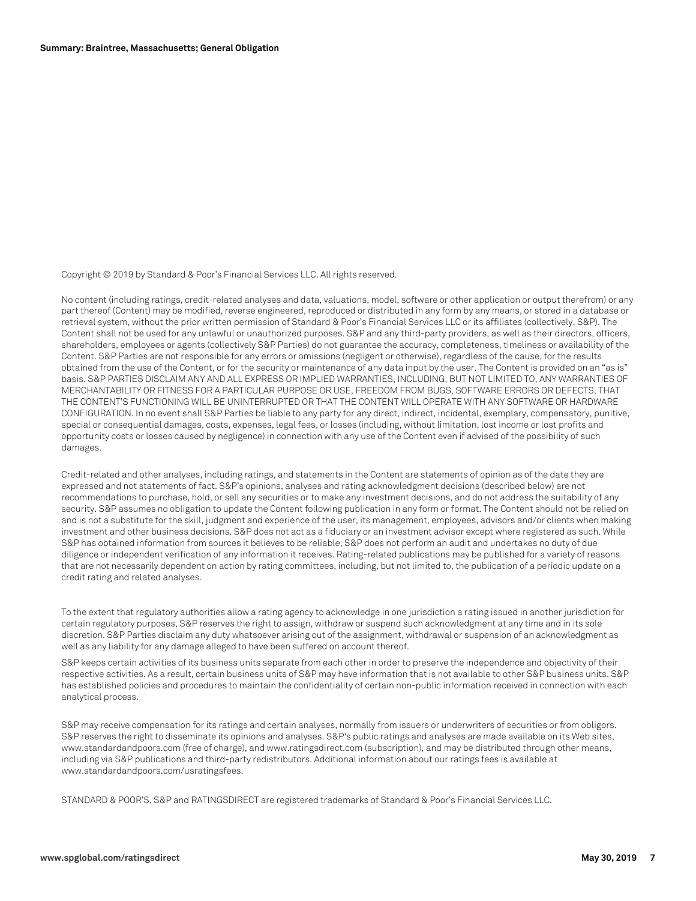Copyright © 2019 by Standard & Poor's Financial Services LLC. All rights reserved.

No content (including ratings, credit-related analyses and data, valuations, model, software or other application or output therefrom) or any part thereof (Content) may be modified, reverse engineered, reproduced or distributed in any form by any means, or stored in a database or retrieval system, without the prior written permission of Standard & Poor's Financial Services LLC or its affiliates (collectively, S&P). The Content shall not be used for any unlawful or unauthorized purposes. S&P and any third-party providers, as well as their directors, officers, shareholders, employees or agents (collectively S&P Parties) do not guarantee the accuracy, completeness, timeliness or availability of the Content. S&P Parties are not responsible for any errors or omissions (negligent or otherwise), regardless of the cause, for the results obtained from the use of the Content, or for the security or maintenance of any data input by the user. The Content is provided on an "as is" basis. S&P PARTIES DISCLAIM ANY AND ALL EXPRESS OR IMPLIED WARRANTIES, INCLUDING, BUT NOT LIMITED TO, ANY WARRANTIES OF MERCHANTABILITY OR FITNESS FOR A PARTICULAR PURPOSE OR USE, FREEDOM FROM BUGS, SOFTWARE ERRORS OR DEFECTS, THAT THE CONTENT'S FUNCTIONING WILL BE UNINTERRUPTED OR THAT THE CONTENT WILL OPERATE WITH ANY SOFTWARE OR HARDWARE CONFIGURATION. In no event shall S&P Parties be liable to any party for any direct, indirect, incidental, exemplary, compensatory, punitive, special or consequential damages, costs, expenses, legal fees, or losses (including, without limitation, lost income or lost profits and opportunity costs or losses caused by negligence) in connection with any use of the Content even if advised of the possibility of such damages.

Credit-related and other analyses, including ratings, and statements in the Content are statements of opinion as of the date they are expressed and not statements of fact. S&P's opinions, analyses and rating acknowledgment decisions (described below) are not recommendations to purchase, hold, or sell any securities or to make any investment decisions, and do not address the suitability of any security. S&P assumes no obligation to update the Content following publication in any form or format. The Content should not be relied on and is not a substitute for the skill, judgment and experience of the user, its management, employees, advisors and/or clients when making investment and other business decisions. S&P does not act as a fiduciary or an investment advisor except where registered as such. While S&P has obtained information from sources it believes to be reliable, S&P does not perform an audit and undertakes no duty of due diligence or independent verification of any information it receives. Rating-related publications may be published for a variety of reasons that are not necessarily dependent on action by rating committees, including, but not limited to, the publication of a periodic update on a credit rating and related analyses.

To the extent that regulatory authorities allow a rating agency to acknowledge in one jurisdiction a rating issued in another jurisdiction for certain regulatory purposes, S&P reserves the right to assign, withdraw or suspend such acknowledgment at any time and in its sole discretion. S&P Parties disclaim any duty whatsoever arising out of the assignment, withdrawal or suspension of an acknowledgment as well as any liability for any damage alleged to have been suffered on account thereof.

S&P keeps certain activities of its business units separate from each other in order to preserve the independence and objectivity of their respective activities. As a result, certain business units of S&P may have information that is not available to other S&P business units. S&P has established policies and procedures to maintain the confidentiality of certain non-public information received in connection with each analytical process.

S&P may receive compensation for its ratings and certain analyses, normally from issuers or underwriters of securities or from obligors. S&P reserves the right to disseminate its opinions and analyses. S&P's public ratings and analyses are made available on its Web sites, www.standardandpoors.com (free of charge), and www.ratingsdirect.com (subscription), and may be distributed through other means, including via S&P publications and third-party redistributors. Additional information about our ratings fees is available at www.standardandpoors.com/usratingsfees.

STANDARD & POOR'S, S&P and RATINGSDIRECT are registered trademarks of Standard & Poor's Financial Services LLC.